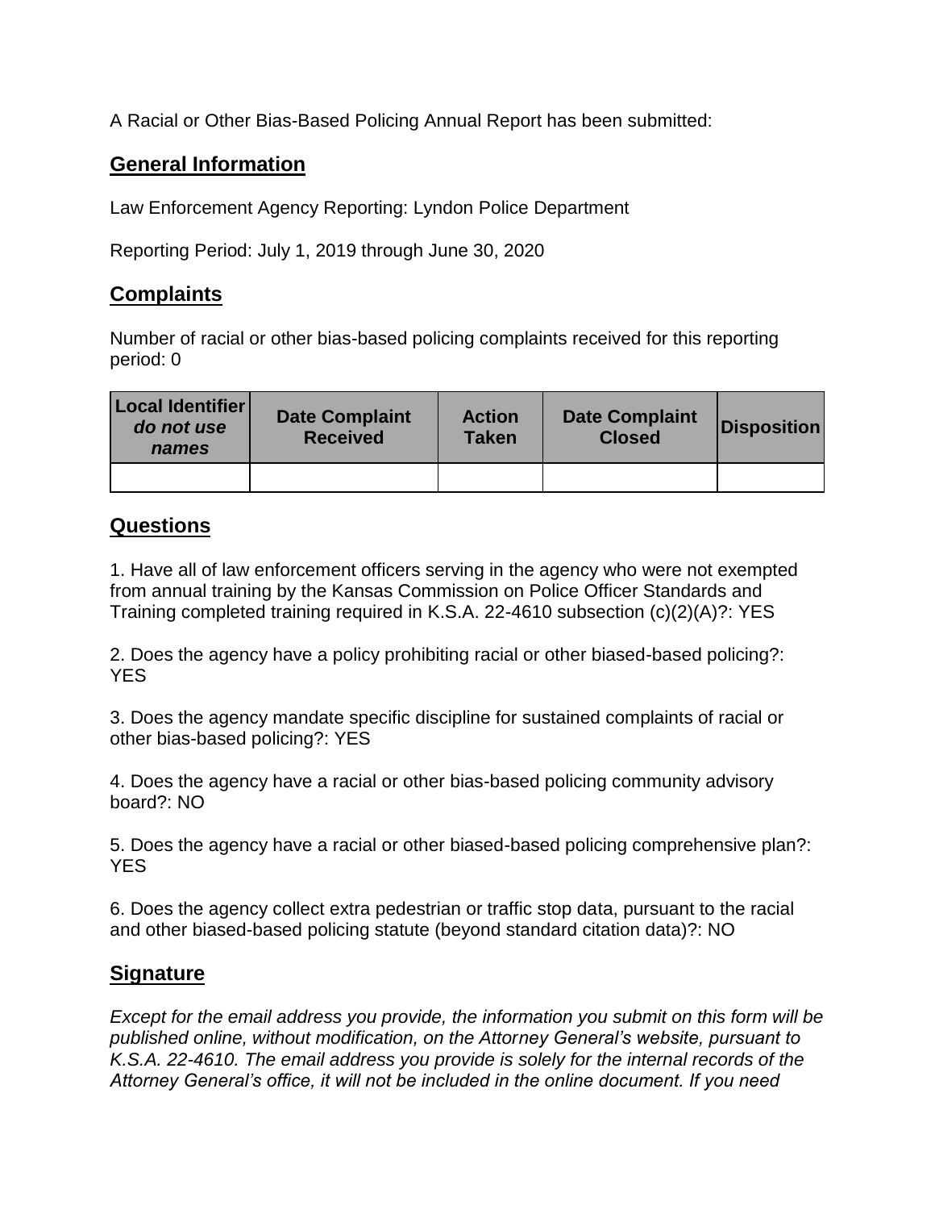A Racial or Other Bias-Based Policing Annual Report has been submitted:

## General Information

Law Enforcement Agency Reporting: Lyndon Police Department

Reporting Period: July 1, 2019 through June 30, 2020

## Complaints

Number of racial or other bias-based policing complaints received for this reporting period: 0

| Local Identifier *do not use names* | Date Complaint Received | Action Taken | Date Complaint Closed | Disposition |
|---|---|---|---|---|
| | | | | |

## Questions

1. Have all of law enforcement officers serving in the agency who were not exempted from annual training by the Kansas Commission on Police Officer Standards and Training completed training required in K.S.A. 22-4610 subsection (c)(2)(A)?: YES

2. Does the agency have a policy prohibiting racial or other biased-based policing?: YES

3. Does the agency mandate specific discipline for sustained complaints of racial or other bias-based policing?: YES

4. Does the agency have a racial or other bias-based policing community advisory board?: NO

5. Does the agency have a racial or other biased-based policing comprehensive plan?: YES

6. Does the agency collect extra pedestrian or traffic stop data, pursuant to the racial and other biased-based policing statute (beyond standard citation data)?: NO

## Signature

*Except for the email address you provide, the information you submit on this form will be published online, without modification, on the Attorney General's website, pursuant to K.S.A. 22-4610. The email address you provide is solely for the internal records of the Attorney General's office, it will not be included in the online document. If you need*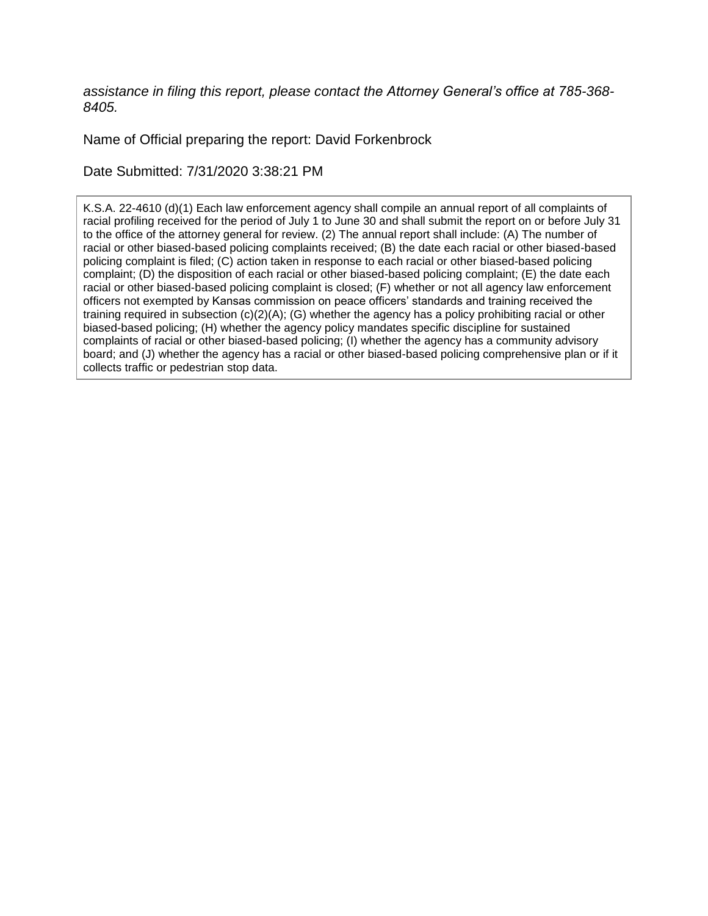*assistance in filing this report, please contact the Attorney General's office at 785-368-8405.*

Name of Official preparing the report: David Forkenbrock

Date Submitted: 7/31/2020 3:38:21 PM

| |
|---|
| K.S.A. 22-4610 (d)(1) Each law enforcement agency shall compile an annual report of all complaints of racial profiling received for the period of July 1 to June 30 and shall submit the report on or before July 31 to the office of the attorney general for review. (2) The annual report shall include: (A) The number of racial or other biased-based policing complaints received; (B) the date each racial or other biased-based policing complaint is filed; (C) action taken in response to each racial or other biased-based policing complaint; (D) the disposition of each racial or other biased-based policing complaint; (E) the date each racial or other biased-based policing complaint is closed; (F) whether or not all agency law enforcement officers not exempted by Kansas commission on peace officers' standards and training received the training required in subsection (c)(2)(A); (G) whether the agency has a policy prohibiting racial or other biased-based policing; (H) whether the agency policy mandates specific discipline for sustained complaints of racial or other biased-based policing; (I) whether the agency has a community advisory board; and (J) whether the agency has a racial or other biased-based policing comprehensive plan or if it collects traffic or pedestrian stop data. |